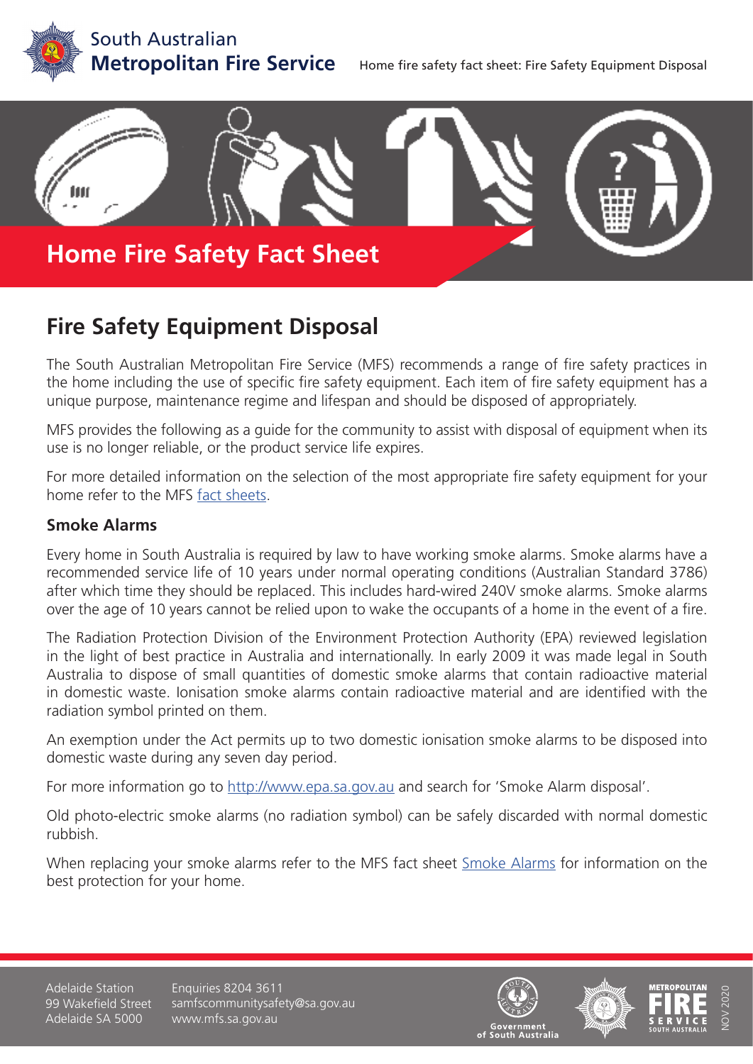# Home Fire Safety Fact Sheet

## Fire Safety Equipment Disposal

The South Australian Metropolitan Fire Service (MFS) recommends a range of fire safety practices in the home including the use of specific fire safety equipment. Each item of fire safety equipment has a unique purpose, maintenance regime and lifespan and should be disposed of appropriately.

MFS provides the following as a guide for the community to assist with disposal of equipment when its use is no longer reliable, or the product service life expires.

For more detailed information on the selection of the most appropriate fire safety equipment for your home refer to the MFS fact sheets.

### Smoke Alarms

Every home in South Australia is required by law to have working smoke alarms. Smoke alarms have a recommended service life of 10 years under normal operating conditions (Australian Standard 3786) after which time they should be replaced. This includes hard-wired 240V smoke alarms. Smoke alarms over the age of 10 years cannot be relied upon to wake the occupants of a home in the event of a fire.

The Radiation Protection Division of the Environment Protection Authority (EPA) reviewed legislation in the light of best practice in Australia and internationally. In early 2009 it was made legal in South Australia to dispose of small quantities of domestic smoke alarms that contain radioactive material in domestic waste. Ionisation smoke alarms contain radioactive material and are identified with the radiation symbol printed on them.

An exemption under the Act permits up to two domestic ionisation smoke alarms to be disposed into domestic waste during any seven day period.

For more information go to http://www.epa.sa.gov.au and search for 'Smoke Alarm disposal'.

Old photo-electric smoke alarms (no radiation symbol) can be safely discarded with normal domestic rubbish.

When replacing your smoke alarms refer to the MFS fact sheet Smoke Alarms for information on the best protection for your home.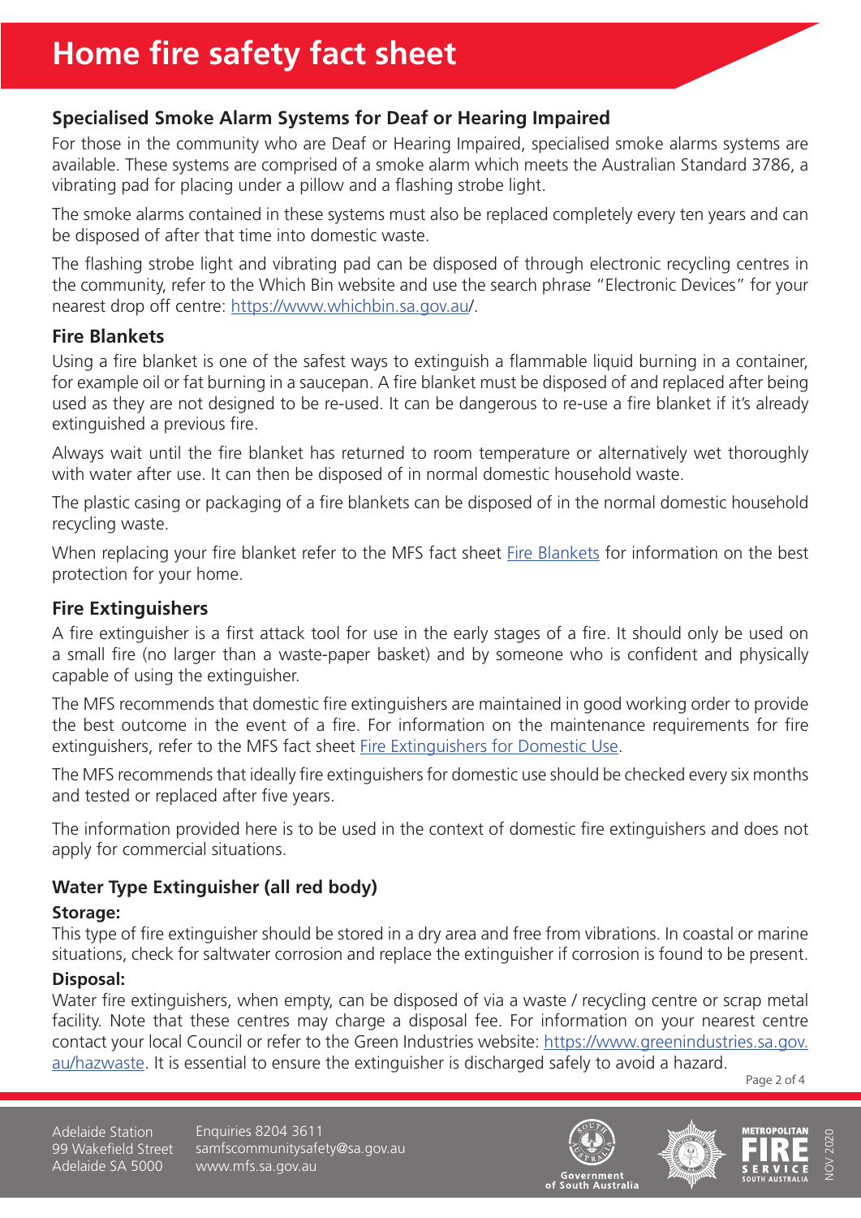# Home fire safety fact sheet

## Specialised Smoke Alarm Systems for Deaf or Hearing Impaired

For those in the community who are Deaf or Hearing Impaired, specialised smoke alarms systems are available. These systems are comprised of a smoke alarm which meets the Australian Standard 3786, a vibrating pad for placing under a pillow and a flashing strobe light.

The smoke alarms contained in these systems must also be replaced completely every ten years and can be disposed of after that time into domestic waste.

The flashing strobe light and vibrating pad can be disposed of through electronic recycling centres in the community, refer to the Which Bin website and use the search phrase "Electronic Devices" for your nearest drop off centre: [https://www.whichbin.sa.gov.au/](https://www.whichbin.sa.gov.au/).

## Fire Blankets

Using a fire blanket is one of the safest ways to extinguish a flammable liquid burning in a container, for example oil or fat burning in a saucepan. A fire blanket must be disposed of and replaced after being used as they are not designed to be re-used. It can be dangerous to re-use a fire blanket if it's already extinguished a previous fire.

Always wait until the fire blanket has returned to room temperature or alternatively wet thoroughly with water after use. It can then be disposed of in normal domestic household waste.

The plastic casing or packaging of a fire blankets can be disposed of in the normal domestic household recycling waste.

When replacing your fire blanket refer to the MFS fact sheet Fire Blankets for information on the best protection for your home.

## Fire Extinguishers

A fire extinguisher is a first attack tool for use in the early stages of a fire. It should only be used on a small fire (no larger than a waste-paper basket) and by someone who is confident and physically capable of using the extinguisher.

The MFS recommends that domestic fire extinguishers are maintained in good working order to provide the best outcome in the event of a fire. For information on the maintenance requirements for fire extinguishers, refer to the MFS fact sheet Fire Extinguishers for Domestic Use.

The MFS recommends that ideally fire extinguishers for domestic use should be checked every six months and tested or replaced after five years.

The information provided here is to be used in the context of domestic fire extinguishers and does not apply for commercial situations.

## Water Type Extinguisher (all red body)

### Storage:

This type of fire extinguisher should be stored in a dry area and free from vibrations. In coastal or marine situations, check for saltwater corrosion and replace the extinguisher if corrosion is found to be present.

### Disposal:

Water fire extinguishers, when empty, can be disposed of via a waste / recycling centre or scrap metal facility. Note that these centres may charge a disposal fee. For information on your nearest centre contact your local Council or refer to the Green Industries website: [https://www.greenindustries.sa.gov.au/hazwaste](https://www.greenindustries.sa.gov.au/hazwaste). It is essential to ensure the extinguisher is discharged safely to avoid a hazard.

Adelaide Station
99 Wakefield Street
Adelaide SA 5000

Enquiries 8204 3611
samfscommunitysafety@sa.gov.au
www.mfs.sa.gov.au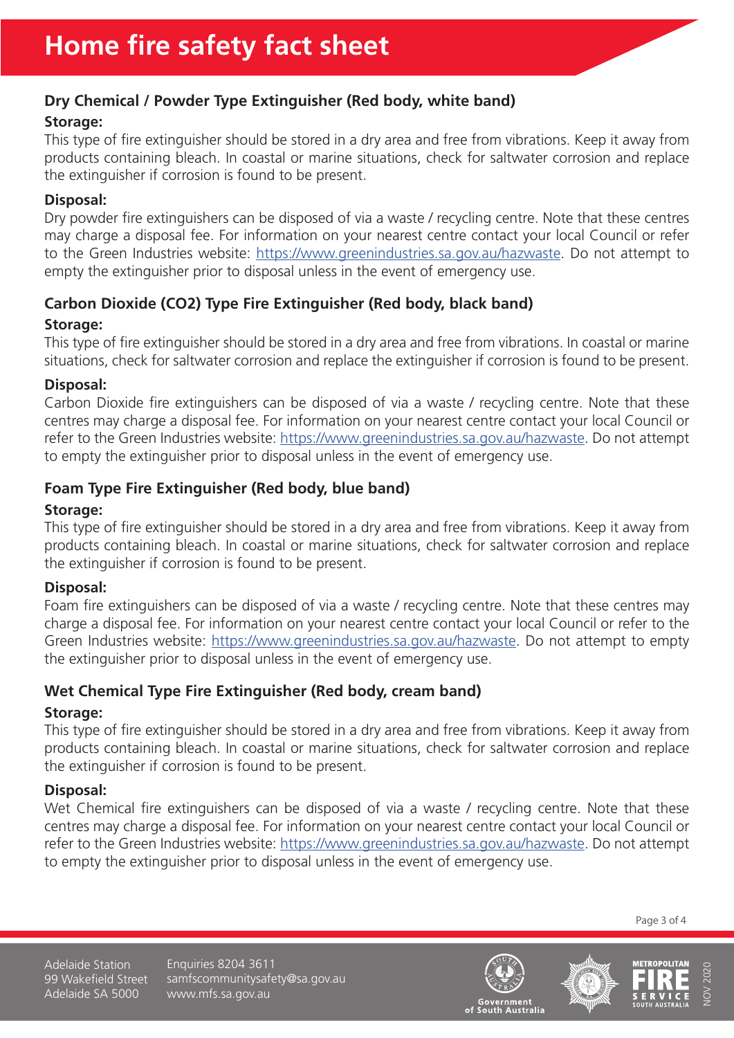# Home fire safety fact sheet

### Dry Chemical / Powder Type Extinguisher (Red body, white band)

**Storage:**

This type of fire extinguisher should be stored in a dry area and free from vibrations. Keep it away from products containing bleach. In coastal or marine situations, check for saltwater corrosion and replace the extinguisher if corrosion is found to be present.

**Disposal:**

Dry powder fire extinguishers can be disposed of via a waste / recycling centre. Note that these centres may charge a disposal fee. For information on your nearest centre contact your local Council or refer to the Green Industries website: https://www.greenindustries.sa.gov.au/hazwaste. Do not attempt to empty the extinguisher prior to disposal unless in the event of emergency use.

### Carbon Dioxide (CO2) Type Fire Extinguisher (Red body, black band)

**Storage:**

This type of fire extinguisher should be stored in a dry area and free from vibrations. In coastal or marine situations, check for saltwater corrosion and replace the extinguisher if corrosion is found to be present.

**Disposal:**

Carbon Dioxide fire extinguishers can be disposed of via a waste / recycling centre. Note that these centres may charge a disposal fee. For information on your nearest centre contact your local Council or refer to the Green Industries website: https://www.greenindustries.sa.gov.au/hazwaste. Do not attempt to empty the extinguisher prior to disposal unless in the event of emergency use.

### Foam Type Fire Extinguisher (Red body, blue band)

**Storage:**

This type of fire extinguisher should be stored in a dry area and free from vibrations. Keep it away from products containing bleach. In coastal or marine situations, check for saltwater corrosion and replace the extinguisher if corrosion is found to be present.

**Disposal:**

Foam fire extinguishers can be disposed of via a waste / recycling centre. Note that these centres may charge a disposal fee. For information on your nearest centre contact your local Council or refer to the Green Industries website: https://www.greenindustries.sa.gov.au/hazwaste. Do not attempt to empty the extinguisher prior to disposal unless in the event of emergency use.

### Wet Chemical Type Fire Extinguisher (Red body, cream band)

**Storage:**

This type of fire extinguisher should be stored in a dry area and free from vibrations. Keep it away from products containing bleach. In coastal or marine situations, check for saltwater corrosion and replace the extinguisher if corrosion is found to be present.

**Disposal:**

Wet Chemical fire extinguishers can be disposed of via a waste / recycling centre. Note that these centres may charge a disposal fee. For information on your nearest centre contact your local Council or refer to the Green Industries website: https://www.greenindustries.sa.gov.au/hazwaste. Do not attempt to empty the extinguisher prior to disposal unless in the event of emergency use.

Adelaide Station
99 Wakefield Street
Adelaide SA 5000

Enquiries 8204 3611
samfscommunitysafety@sa.gov.au
www.mfs.sa.gov.au

Government of South Australia

METROPOLITAN FIRE SERVICE SOUTH AUSTRALIA

NOV 2020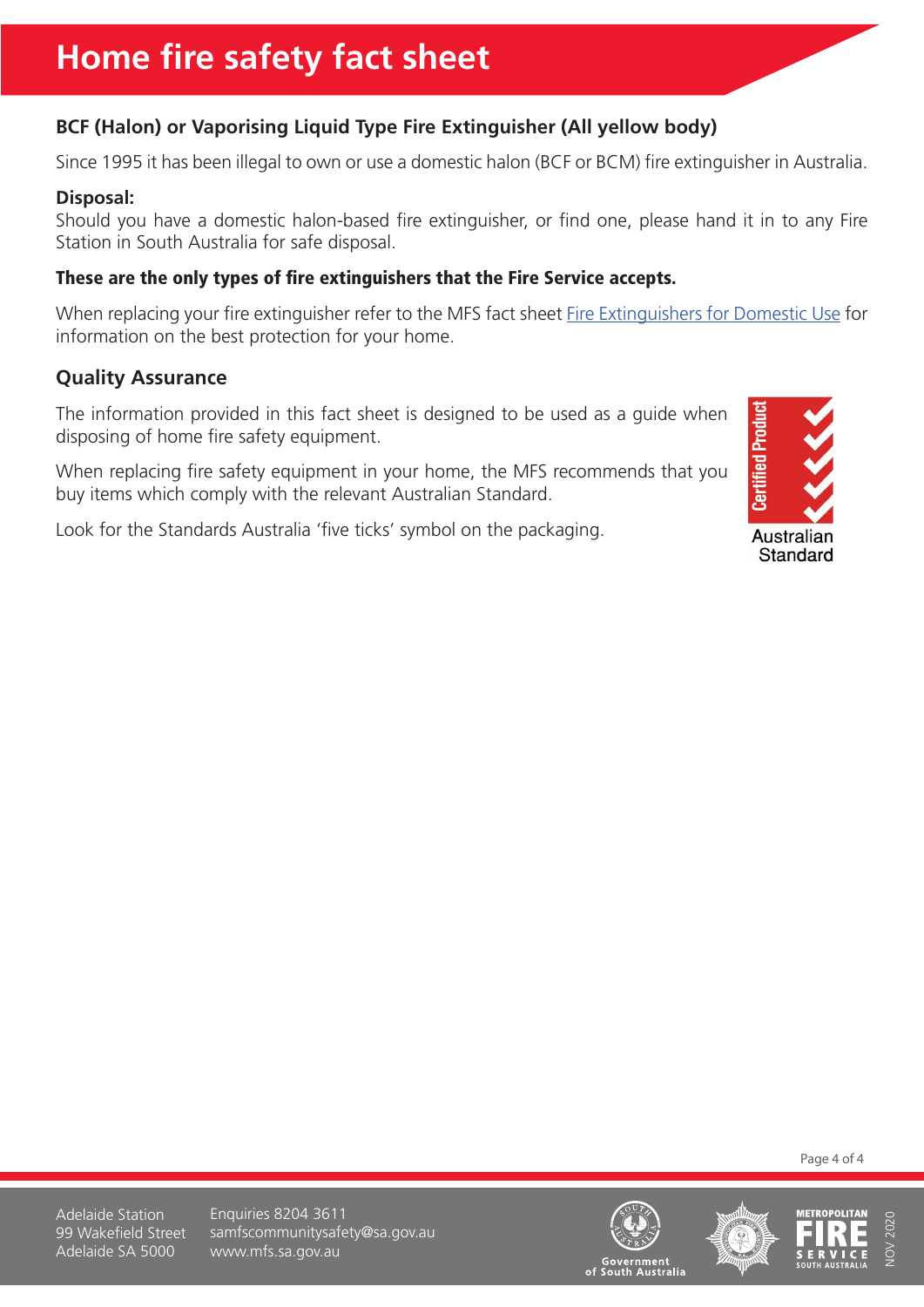# Home fire safety fact sheet

### BCF (Halon) or Vaporising Liquid Type Fire Extinguisher (All yellow body)

Since 1995 it has been illegal to own or use a domestic halon (BCF or BCM) fire extinguisher in Australia.

**Disposal:**
Should you have a domestic halon-based fire extinguisher, or find one, please hand it in to any Fire Station in South Australia for safe disposal.

**These are the only types of fire extinguishers that the Fire Service accepts.**

When replacing your fire extinguisher refer to the MFS fact sheet Fire Extinguishers for Domestic Use for information on the best protection for your home.

### Quality Assurance

The information provided in this fact sheet is designed to be used as a guide when disposing of home fire safety equipment.

When replacing fire safety equipment in your home, the MFS recommends that you buy items which comply with the relevant Australian Standard.

Look for the Standards Australia 'five ticks' symbol on the packaging.

Certified Product
Australian Standard

Adelaide Station
99 Wakefield Street
Adelaide SA 5000

Enquiries 8204 3611
samfscommunitysafety@sa.gov.au
www.mfs.sa.gov.au

Government of South Australia

Metropolitan Fire Service South Australia

NOV 2020